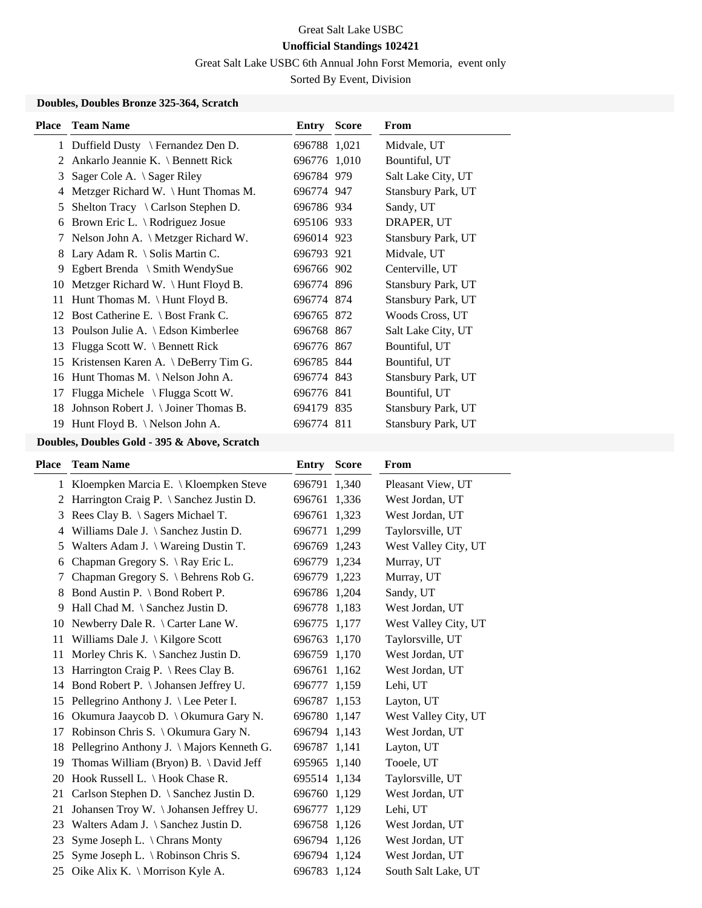# Great Salt Lake USBC

## Unofficial Standings 102421

Great Salt Lake USBC 6th Annual John Forst Memoria, event only

Sorted By Event, Division

### Doubles, Doubles Bronze 325-364, Scratch

| Place | Team Name | Entry | Score | From |
|---|---|---|---|---|
| 1 | Duffield Dusty \ Fernandez Den D. | 696788 | 1,021 | Midvale, UT |
| 2 | Ankarlo Jeannie K. \ Bennett Rick | 696776 | 1,010 | Bountiful, UT |
| 3 | Sager Cole A. \ Sager Riley | 696784 | 979 | Salt Lake City, UT |
| 4 | Metzger Richard W. \ Hunt Thomas M. | 696774 | 947 | Stansbury Park, UT |
| 5 | Shelton Tracy \ Carlson Stephen D. | 696786 | 934 | Sandy, UT |
| 6 | Brown Eric L. \ Rodriguez Josue | 695106 | 933 | DRAPER, UT |
| 7 | Nelson John A. \ Metzger Richard W. | 696014 | 923 | Stansbury Park, UT |
| 8 | Lary Adam R. \ Solis Martin C. | 696793 | 921 | Midvale, UT |
| 9 | Egbert Brenda \ Smith WendySue | 696766 | 902 | Centerville, UT |
| 10 | Metzger Richard W. \ Hunt Floyd B. | 696774 | 896 | Stansbury Park, UT |
| 11 | Hunt Thomas M. \ Hunt Floyd B. | 696774 | 874 | Stansbury Park, UT |
| 12 | Bost Catherine E. \ Bost Frank C. | 696765 | 872 | Woods Cross, UT |
| 13 | Poulson Julie A. \ Edson Kimberlee | 696768 | 867 | Salt Lake City, UT |
| 13 | Flugga Scott W. \ Bennett Rick | 696776 | 867 | Bountiful, UT |
| 15 | Kristensen Karen A. \ DeBerry Tim G. | 696785 | 844 | Bountiful, UT |
| 16 | Hunt Thomas M. \ Nelson John A. | 696774 | 843 | Stansbury Park, UT |
| 17 | Flugga Michele \ Flugga Scott W. | 696776 | 841 | Bountiful, UT |
| 18 | Johnson Robert J. \ Joiner Thomas B. | 694179 | 835 | Stansbury Park, UT |
| 19 | Hunt Floyd B. \ Nelson John A. | 696774 | 811 | Stansbury Park, UT |

### Doubles, Doubles Gold - 395 & Above, Scratch

| Place | Team Name | Entry | Score | From |
|---|---|---|---|---|
| 1 | Kloempken Marcia E. \ Kloempken Steve | 696791 | 1,340 | Pleasant View, UT |
| 2 | Harrington Craig P. \ Sanchez Justin D. | 696761 | 1,336 | West Jordan, UT |
| 3 | Rees Clay B. \ Sagers Michael T. | 696761 | 1,323 | West Jordan, UT |
| 4 | Williams Dale J. \ Sanchez Justin D. | 696771 | 1,299 | Taylorsville, UT |
| 5 | Walters Adam J. \ Wareing Dustin T. | 696769 | 1,243 | West Valley City, UT |
| 6 | Chapman Gregory S. \ Ray Eric L. | 696779 | 1,234 | Murray, UT |
| 7 | Chapman Gregory S. \ Behrens Rob G. | 696779 | 1,223 | Murray, UT |
| 8 | Bond Austin P. \ Bond Robert P. | 696786 | 1,204 | Sandy, UT |
| 9 | Hall Chad M. \ Sanchez Justin D. | 696778 | 1,183 | West Jordan, UT |
| 10 | Newberry Dale R. \ Carter Lane W. | 696775 | 1,177 | West Valley City, UT |
| 11 | Williams Dale J. \ Kilgore Scott | 696763 | 1,170 | Taylorsville, UT |
| 11 | Morley Chris K. \ Sanchez Justin D. | 696759 | 1,170 | West Jordan, UT |
| 13 | Harrington Craig P. \ Rees Clay B. | 696761 | 1,162 | West Jordan, UT |
| 14 | Bond Robert P. \ Johansen Jeffrey U. | 696777 | 1,159 | Lehi, UT |
| 15 | Pellegrino Anthony J. \ Lee Peter I. | 696787 | 1,153 | Layton, UT |
| 16 | Okumura Jaaycob D. \ Okumura Gary N. | 696780 | 1,147 | West Valley City, UT |
| 17 | Robinson Chris S. \ Okumura Gary N. | 696794 | 1,143 | West Jordan, UT |
| 18 | Pellegrino Anthony J. \ Majors Kenneth G. | 696787 | 1,141 | Layton, UT |
| 19 | Thomas William (Bryon) B. \ David Jeff | 695965 | 1,140 | Tooele, UT |
| 20 | Hook Russell L. \ Hook Chase R. | 695514 | 1,134 | Taylorsville, UT |
| 21 | Carlson Stephen D. \ Sanchez Justin D. | 696760 | 1,129 | West Jordan, UT |
| 21 | Johansen Troy W. \ Johansen Jeffrey U. | 696777 | 1,129 | Lehi, UT |
| 23 | Walters Adam J. \ Sanchez Justin D. | 696758 | 1,126 | West Jordan, UT |
| 23 | Syme Joseph L. \ Chrans Monty | 696794 | 1,126 | West Jordan, UT |
| 25 | Syme Joseph L. \ Robinson Chris S. | 696794 | 1,124 | West Jordan, UT |
| 25 | Oike Alix K. \ Morrison Kyle A. | 696783 | 1,124 | South Salt Lake, UT |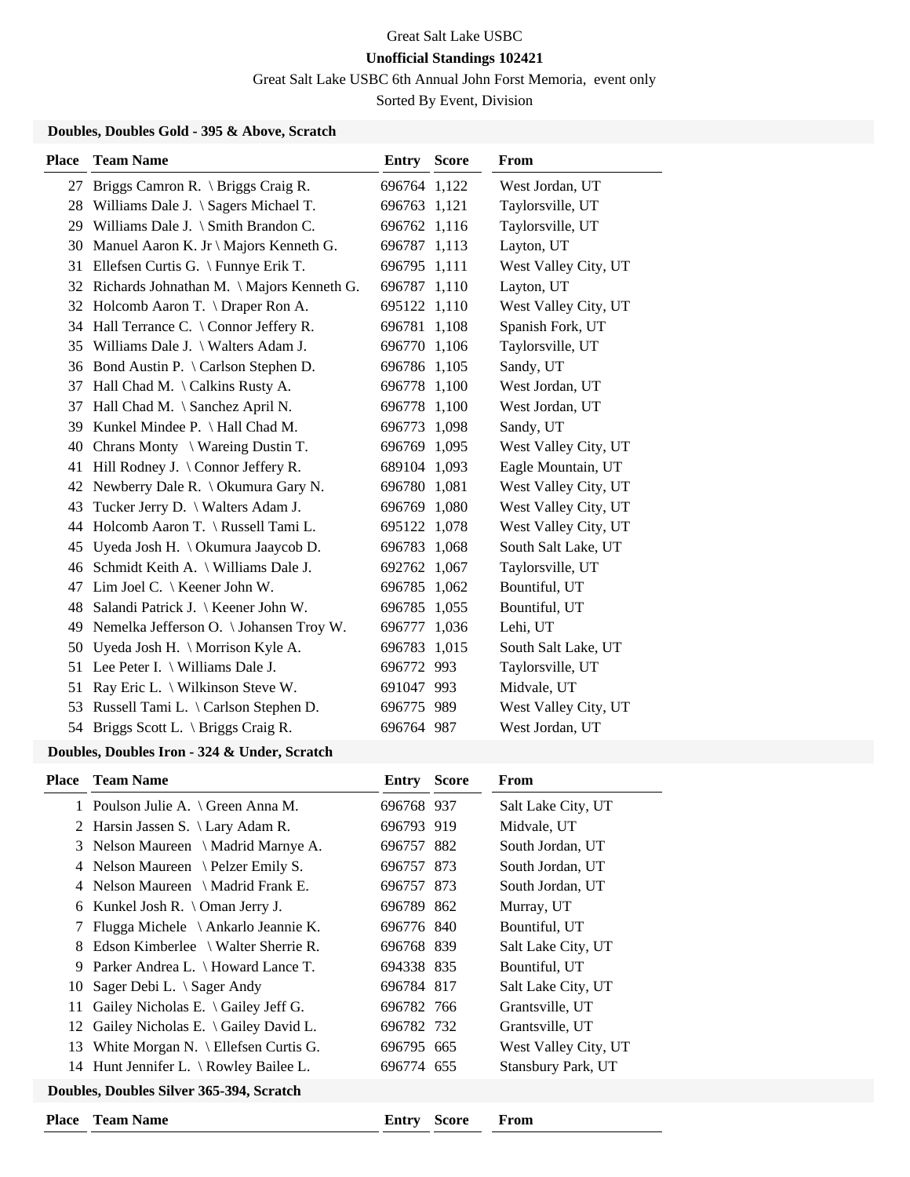Great Salt Lake USBC

**Unofficial Standings 102421**

Great Salt Lake USBC 6th Annual John Forst Memoria, event only

Sorted By Event, Division

### Doubles, Doubles Gold - 395 & Above, Scratch

| Place | Team Name | Entry | Score | From |
|---|---|---|---|---|
| 27 | Briggs Camron R. \ Briggs Craig R. | 696764 | 1,122 | West Jordan, UT |
| 28 | Williams Dale J. \ Sagers Michael T. | 696763 | 1,121 | Taylorsville, UT |
| 29 | Williams Dale J. \ Smith Brandon C. | 696762 | 1,116 | Taylorsville, UT |
| 30 | Manuel Aaron K. Jr \ Majors Kenneth G. | 696787 | 1,113 | Layton, UT |
| 31 | Ellefsen Curtis G. \ Funnye Erik T. | 696795 | 1,111 | West Valley City, UT |
| 32 | Richards Johnathan M. \ Majors Kenneth G. | 696787 | 1,110 | Layton, UT |
| 32 | Holcomb Aaron T. \ Draper Ron A. | 695122 | 1,110 | West Valley City, UT |
| 34 | Hall Terrance C. \ Connor Jeffery R. | 696781 | 1,108 | Spanish Fork, UT |
| 35 | Williams Dale J. \ Walters Adam J. | 696770 | 1,106 | Taylorsville, UT |
| 36 | Bond Austin P. \ Carlson Stephen D. | 696786 | 1,105 | Sandy, UT |
| 37 | Hall Chad M. \ Calkins Rusty A. | 696778 | 1,100 | West Jordan, UT |
| 37 | Hall Chad M. \ Sanchez April N. | 696778 | 1,100 | West Jordan, UT |
| 39 | Kunkel Mindee P. \ Hall Chad M. | 696773 | 1,098 | Sandy, UT |
| 40 | Chrans Monty \ Wareing Dustin T. | 696769 | 1,095 | West Valley City, UT |
| 41 | Hill Rodney J. \ Connor Jeffery R. | 689104 | 1,093 | Eagle Mountain, UT |
| 42 | Newberry Dale R. \ Okumura Gary N. | 696780 | 1,081 | West Valley City, UT |
| 43 | Tucker Jerry D. \ Walters Adam J. | 696769 | 1,080 | West Valley City, UT |
| 44 | Holcomb Aaron T. \ Russell Tami L. | 695122 | 1,078 | West Valley City, UT |
| 45 | Uyeda Josh H. \ Okumura Jaaycob D. | 696783 | 1,068 | South Salt Lake, UT |
| 46 | Schmidt Keith A. \ Williams Dale J. | 692762 | 1,067 | Taylorsville, UT |
| 47 | Lim Joel C. \ Keener John W. | 696785 | 1,062 | Bountiful, UT |
| 48 | Salandi Patrick J. \ Keener John W. | 696785 | 1,055 | Bountiful, UT |
| 49 | Nemelka Jefferson O. \ Johansen Troy W. | 696777 | 1,036 | Lehi, UT |
| 50 | Uyeda Josh H. \ Morrison Kyle A. | 696783 | 1,015 | South Salt Lake, UT |
| 51 | Lee Peter I. \ Williams Dale J. | 696772 | 993 | Taylorsville, UT |
| 51 | Ray Eric L. \ Wilkinson Steve W. | 691047 | 993 | Midvale, UT |
| 53 | Russell Tami L. \ Carlson Stephen D. | 696775 | 989 | West Valley City, UT |
| 54 | Briggs Scott L. \ Briggs Craig R. | 696764 | 987 | West Jordan, UT |

### Doubles, Doubles Iron - 324 & Under, Scratch

| Place | Team Name | Entry | Score | From |
|---|---|---|---|---|
| 1 | Poulson Julie A. \ Green Anna M. | 696768 | 937 | Salt Lake City, UT |
| 2 | Harsin Jassen S. \ Lary Adam R. | 696793 | 919 | Midvale, UT |
| 3 | Nelson Maureen \ Madrid Marnye A. | 696757 | 882 | South Jordan, UT |
| 4 | Nelson Maureen \ Pelzer Emily S. | 696757 | 873 | South Jordan, UT |
| 4 | Nelson Maureen \ Madrid Frank E. | 696757 | 873 | South Jordan, UT |
| 6 | Kunkel Josh R. \ Oman Jerry J. | 696789 | 862 | Murray, UT |
| 7 | Flugga Michele \ Ankarlo Jeannie K. | 696776 | 840 | Bountiful, UT |
| 8 | Edson Kimberlee \ Walter Sherrie R. | 696768 | 839 | Salt Lake City, UT |
| 9 | Parker Andrea L. \ Howard Lance T. | 694338 | 835 | Bountiful, UT |
| 10 | Sager Debi L. \ Sager Andy | 696784 | 817 | Salt Lake City, UT |
| 11 | Gailey Nicholas E. \ Gailey Jeff G. | 696782 | 766 | Grantsville, UT |
| 12 | Gailey Nicholas E. \ Gailey David L. | 696782 | 732 | Grantsville, UT |
| 13 | White Morgan N. \ Ellefsen Curtis G. | 696795 | 665 | West Valley City, UT |
| 14 | Hunt Jennifer L. \ Rowley Bailee L. | 696774 | 655 | Stansbury Park, UT |

### Doubles, Doubles Silver 365-394, Scratch

| Place | Team Name | Entry | Score | From |
|---|---|---|---|---|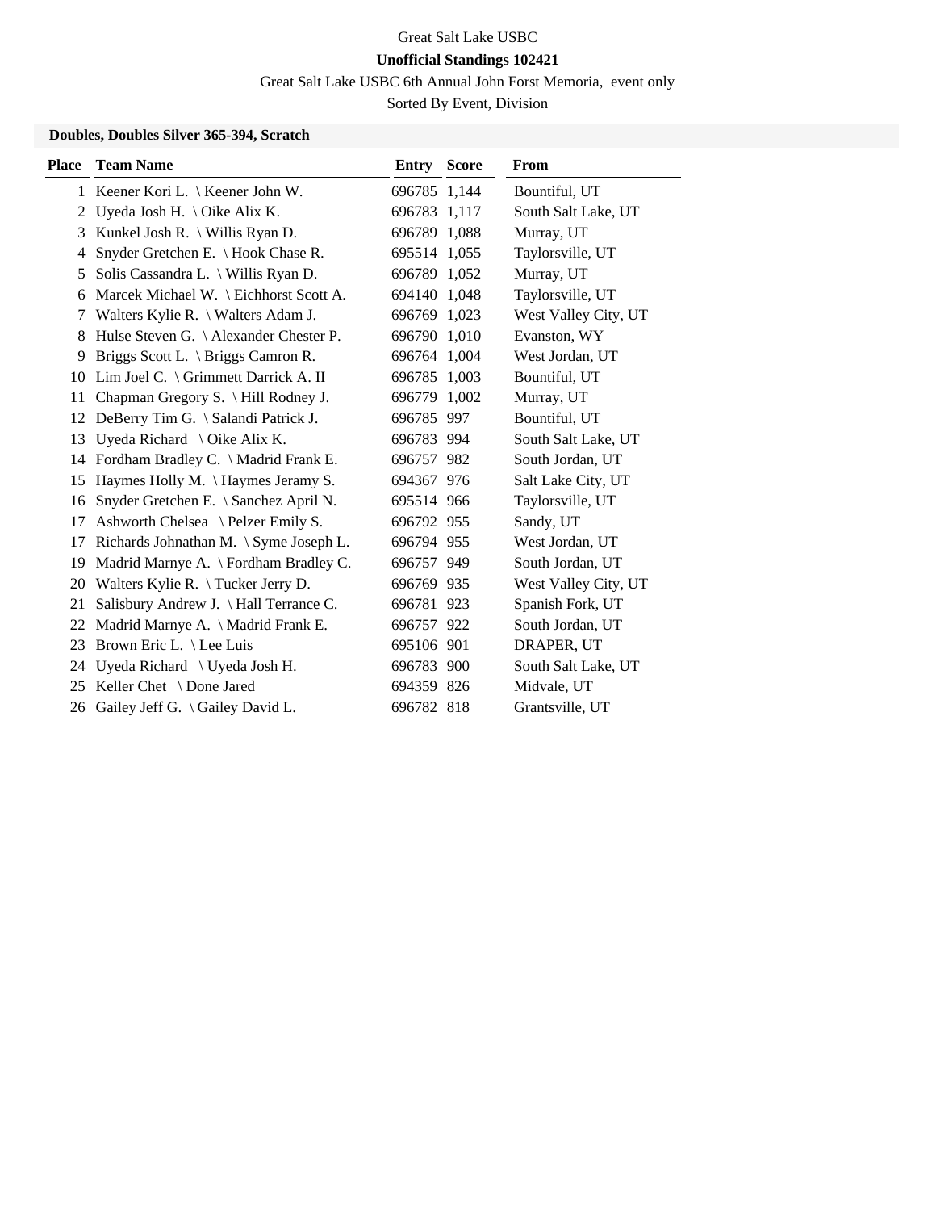Great Salt Lake USBC

**Unofficial Standings 102421**

Great Salt Lake USBC 6th Annual John Forst Memoria, event only

Sorted By Event, Division

### Doubles, Doubles Silver 365-394, Scratch

| Place | Team Name | Entry | Score | From |
|---|---|---|---|---|
| 1 | Keener Kori L. \ Keener John W. | 696785 | 1,144 | Bountiful, UT |
| 2 | Uyeda Josh H. \ Oike Alix K. | 696783 | 1,117 | South Salt Lake, UT |
| 3 | Kunkel Josh R. \ Willis Ryan D. | 696789 | 1,088 | Murray, UT |
| 4 | Snyder Gretchen E. \ Hook Chase R. | 695514 | 1,055 | Taylorsville, UT |
| 5 | Solis Cassandra L. \ Willis Ryan D. | 696789 | 1,052 | Murray, UT |
| 6 | Marcek Michael W. \ Eichhorst Scott A. | 694140 | 1,048 | Taylorsville, UT |
| 7 | Walters Kylie R. \ Walters Adam J. | 696769 | 1,023 | West Valley City, UT |
| 8 | Hulse Steven G. \ Alexander Chester P. | 696790 | 1,010 | Evanston, WY |
| 9 | Briggs Scott L. \ Briggs Camron R. | 696764 | 1,004 | West Jordan, UT |
| 10 | Lim Joel C. \ Grimmett Darrick A. II | 696785 | 1,003 | Bountiful, UT |
| 11 | Chapman Gregory S. \ Hill Rodney J. | 696779 | 1,002 | Murray, UT |
| 12 | DeBerry Tim G. \ Salandi Patrick J. | 696785 | 997 | Bountiful, UT |
| 13 | Uyeda Richard \ Oike Alix K. | 696783 | 994 | South Salt Lake, UT |
| 14 | Fordham Bradley C. \ Madrid Frank E. | 696757 | 982 | South Jordan, UT |
| 15 | Haymes Holly M. \ Haymes Jeramy S. | 694367 | 976 | Salt Lake City, UT |
| 16 | Snyder Gretchen E. \ Sanchez April N. | 695514 | 966 | Taylorsville, UT |
| 17 | Ashworth Chelsea \ Pelzer Emily S. | 696792 | 955 | Sandy, UT |
| 17 | Richards Johnathan M. \ Syme Joseph L. | 696794 | 955 | West Jordan, UT |
| 19 | Madrid Marnye A. \ Fordham Bradley C. | 696757 | 949 | South Jordan, UT |
| 20 | Walters Kylie R. \ Tucker Jerry D. | 696769 | 935 | West Valley City, UT |
| 21 | Salisbury Andrew J. \ Hall Terrance C. | 696781 | 923 | Spanish Fork, UT |
| 22 | Madrid Marnye A. \ Madrid Frank E. | 696757 | 922 | South Jordan, UT |
| 23 | Brown Eric L. \ Lee Luis | 695106 | 901 | DRAPER, UT |
| 24 | Uyeda Richard \ Uyeda Josh H. | 696783 | 900 | South Salt Lake, UT |
| 25 | Keller Chet \ Done Jared | 694359 | 826 | Midvale, UT |
| 26 | Gailey Jeff G. \ Gailey David L. | 696782 | 818 | Grantsville, UT |